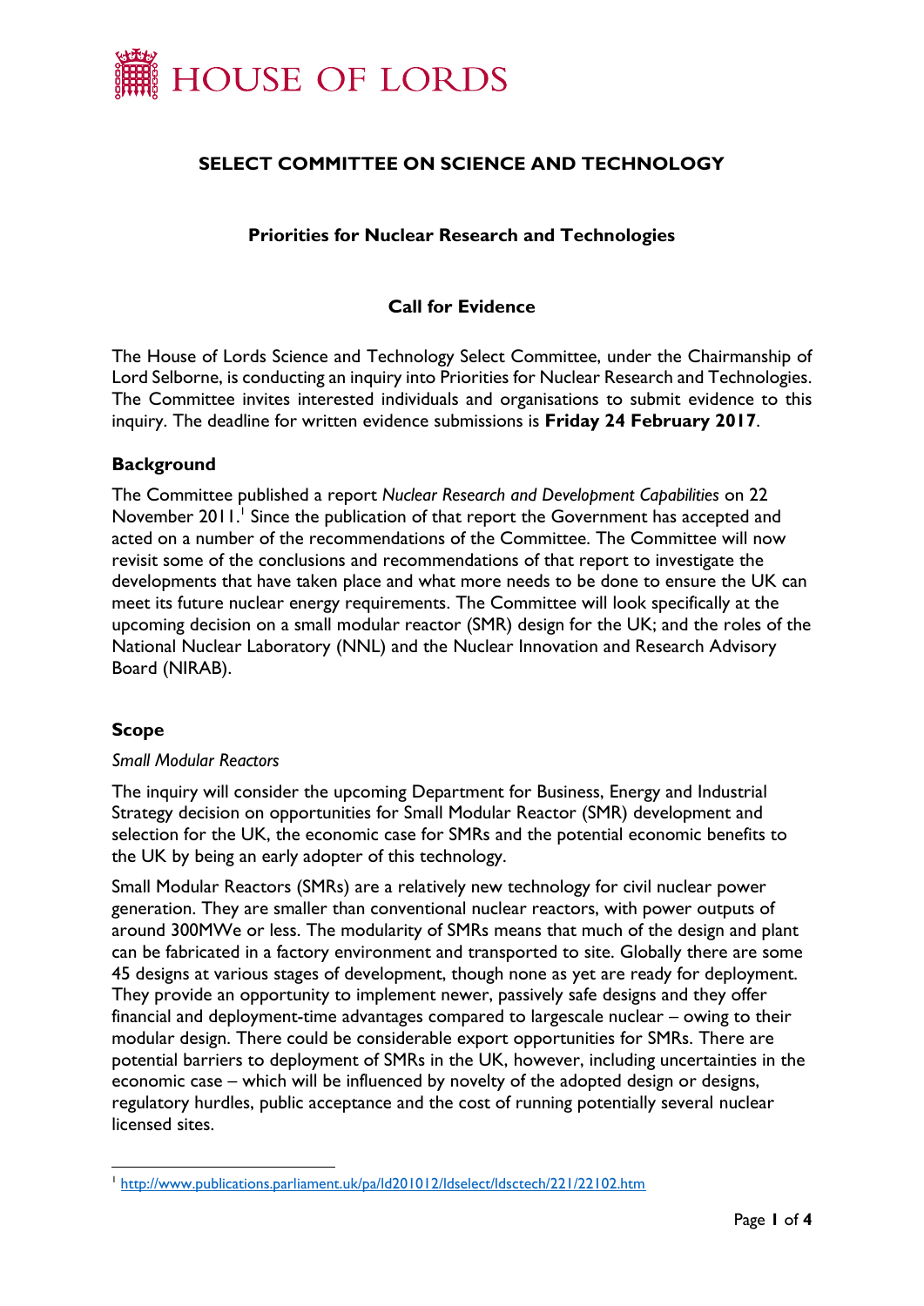# HOUSE OF LORDS

## SELECT COMMITTEE ON SCIENCE AND TECHNOLOGY

### Priorities for Nuclear Research and Technologies

### Call for Evidence

The House of Lords Science and Technology Select Committee, under the Chairmanship of Lord Selborne, is conducting an inquiry into Priorities for Nuclear Research and Technologies. The Committee invites interested individuals and organisations to submit evidence to this inquiry. The deadline for written evidence submissions is **Friday 24 February 2017**.

### Background

The Committee published a report *Nuclear Research and Development Capabilities* on 22 November 2011.[1] Since the publication of that report the Government has accepted and acted on a number of the recommendations of the Committee. The Committee will now revisit some of the conclusions and recommendations of that report to investigate the developments that have taken place and what more needs to be done to ensure the UK can meet its future nuclear energy requirements. The Committee will look specifically at the upcoming decision on a small modular reactor (SMR) design for the UK; and the roles of the National Nuclear Laboratory (NNL) and the Nuclear Innovation and Research Advisory Board (NIRAB).

### Scope

*Small Modular Reactors*

The inquiry will consider the upcoming Department for Business, Energy and Industrial Strategy decision on opportunities for Small Modular Reactor (SMR) development and selection for the UK, the economic case for SMRs and the potential economic benefits to the UK by being an early adopter of this technology.

Small Modular Reactors (SMRs) are a relatively new technology for civil nuclear power generation. They are smaller than conventional nuclear reactors, with power outputs of around 300MWe or less. The modularity of SMRs means that much of the design and plant can be fabricated in a factory environment and transported to site. Globally there are some 45 designs at various stages of development, though none as yet are ready for deployment. They provide an opportunity to implement newer, passively safe designs and they offer financial and deployment-time advantages compared to largescale nuclear – owing to their modular design. There could be considerable export opportunities for SMRs. There are potential barriers to deployment of SMRs in the UK, however, including uncertainties in the economic case – which will be influenced by novelty of the adopted design or designs, regulatory hurdles, public acceptance and the cost of running potentially several nuclear licensed sites.

---

[1] http://www.publications.parliament.uk/pa/ld201012/ldselect/ldsctech/221/22102.htm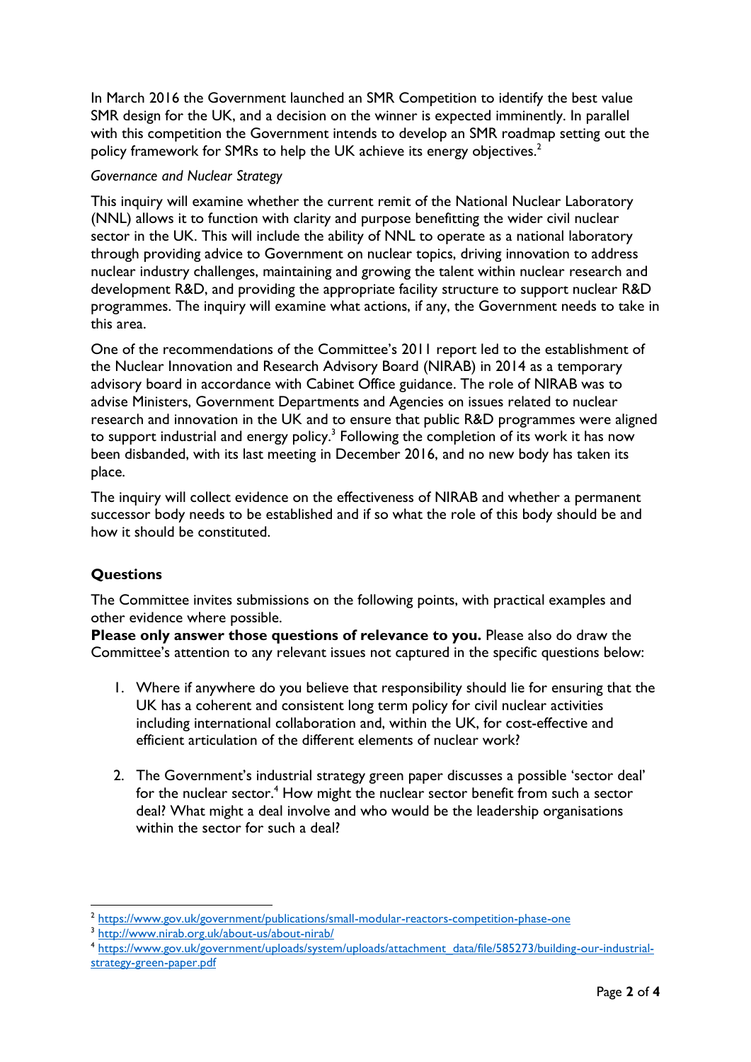In March 2016 the Government launched an SMR Competition to identify the best value SMR design for the UK, and a decision on the winner is expected imminently. In parallel with this competition the Government intends to develop an SMR roadmap setting out the policy framework for SMRs to help the UK achieve its energy objectives.[2]

*Governance and Nuclear Strategy*

This inquiry will examine whether the current remit of the National Nuclear Laboratory (NNL) allows it to function with clarity and purpose benefitting the wider civil nuclear sector in the UK. This will include the ability of NNL to operate as a national laboratory through providing advice to Government on nuclear topics, driving innovation to address nuclear industry challenges, maintaining and growing the talent within nuclear research and development R&D, and providing the appropriate facility structure to support nuclear R&D programmes. The inquiry will examine what actions, if any, the Government needs to take in this area.

One of the recommendations of the Committee's 2011 report led to the establishment of the Nuclear Innovation and Research Advisory Board (NIRAB) in 2014 as a temporary advisory board in accordance with Cabinet Office guidance. The role of NIRAB was to advise Ministers, Government Departments and Agencies on issues related to nuclear research and innovation in the UK and to ensure that public R&D programmes were aligned to support industrial and energy policy.[3] Following the completion of its work it has now been disbanded, with its last meeting in December 2016, and no new body has taken its place.

The inquiry will collect evidence on the effectiveness of NIRAB and whether a permanent successor body needs to be established and if so what the role of this body should be and how it should be constituted.

## Questions

The Committee invites submissions on the following points, with practical examples and other evidence where possible.
**Please only answer those questions of relevance to you.** Please also do draw the Committee's attention to any relevant issues not captured in the specific questions below:

1. Where if anywhere do you believe that responsibility should lie for ensuring that the UK has a coherent and consistent long term policy for civil nuclear activities including international collaboration and, within the UK, for cost-effective and efficient articulation of the different elements of nuclear work?

2. The Government's industrial strategy green paper discusses a possible 'sector deal' for the nuclear sector.[4] How might the nuclear sector benefit from such a sector deal? What might a deal involve and who would be the leadership organisations within the sector for such a deal?

---

[2] https://www.gov.uk/government/publications/small-modular-reactors-competition-phase-one

[3] http://www.nirab.org.uk/about-us/about-nirab/

[4] https://www.gov.uk/government/uploads/system/uploads/attachment_data/file/585273/building-our-industrial-strategy-green-paper.pdf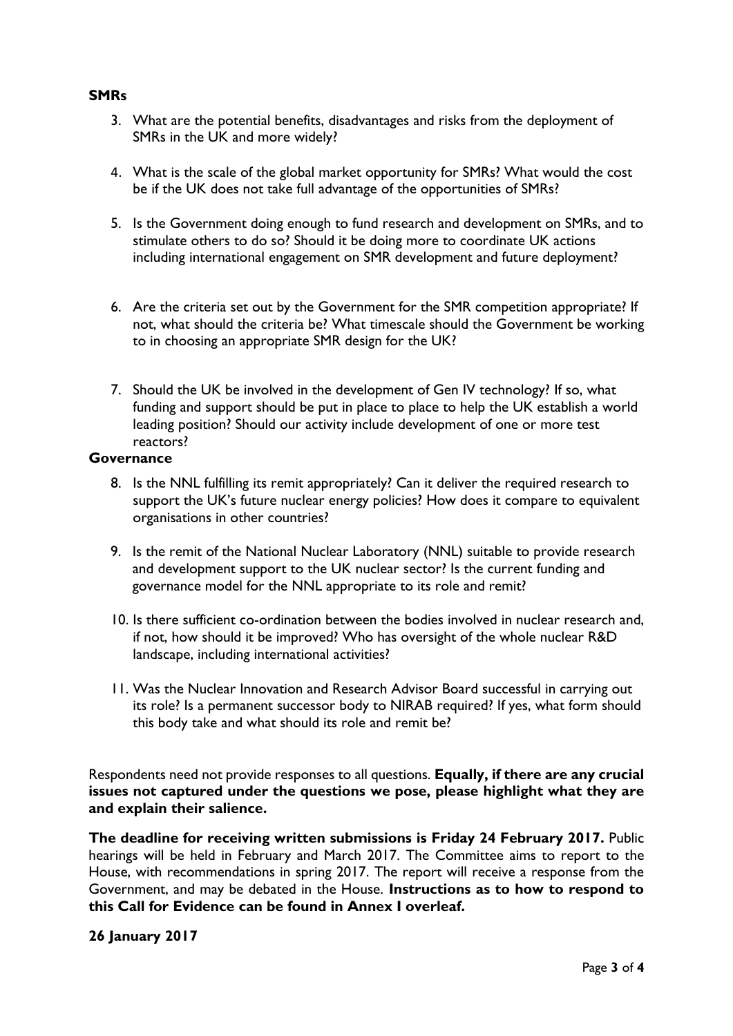**SMRs**

3. What are the potential benefits, disadvantages and risks from the deployment of SMRs in the UK and more widely?

4. What is the scale of the global market opportunity for SMRs? What would the cost be if the UK does not take full advantage of the opportunities of SMRs?

5. Is the Government doing enough to fund research and development on SMRs, and to stimulate others to do so? Should it be doing more to coordinate UK actions including international engagement on SMR development and future deployment?

6. Are the criteria set out by the Government for the SMR competition appropriate? If not, what should the criteria be? What timescale should the Government be working to in choosing an appropriate SMR design for the UK?

7. Should the UK be involved in the development of Gen IV technology? If so, what funding and support should be put in place to place to help the UK establish a world leading position? Should our activity include development of one or more test reactors?

**Governance**

8. Is the NNL fulfilling its remit appropriately? Can it deliver the required research to support the UK's future nuclear energy policies? How does it compare to equivalent organisations in other countries?

9. Is the remit of the National Nuclear Laboratory (NNL) suitable to provide research and development support to the UK nuclear sector? Is the current funding and governance model for the NNL appropriate to its role and remit?

10. Is there sufficient co-ordination between the bodies involved in nuclear research and, if not, how should it be improved? Who has oversight of the whole nuclear R&D landscape, including international activities?

11. Was the Nuclear Innovation and Research Advisor Board successful in carrying out its role? Is a permanent successor body to NIRAB required? If yes, what form should this body take and what should its role and remit be?

Respondents need not provide responses to all questions. **Equally, if there are any crucial issues not captured under the questions we pose, please highlight what they are and explain their salience.**

**The deadline for receiving written submissions is Friday 24 February 2017.** Public hearings will be held in February and March 2017. The Committee aims to report to the House, with recommendations in spring 2017. The report will receive a response from the Government, and may be debated in the House. **Instructions as to how to respond to this Call for Evidence can be found in Annex I overleaf.**

**26 January 2017**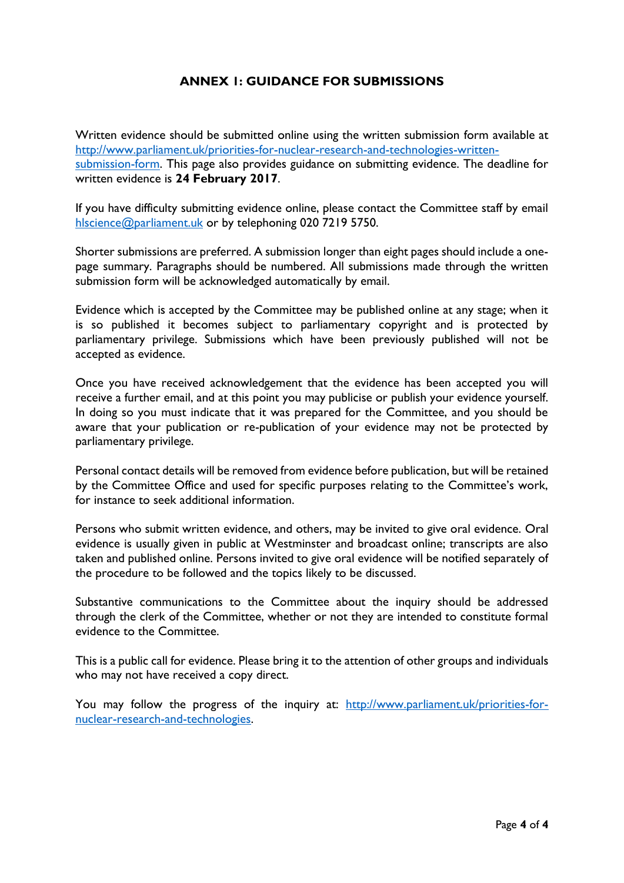## ANNEX 1: GUIDANCE FOR SUBMISSIONS

Written evidence should be submitted online using the written submission form available at [http://www.parliament.uk/priorities-for-nuclear-research-and-technologies-written-submission-form](http://www.parliament.uk/priorities-for-nuclear-research-and-technologies-written-submission-form). This page also provides guidance on submitting evidence. The deadline for written evidence is **24 February 2017**.

If you have difficulty submitting evidence online, please contact the Committee staff by email [hlscience@parliament.uk](mailto:hlscience@parliament.uk) or by telephoning 020 7219 5750.

Shorter submissions are preferred. A submission longer than eight pages should include a one-page summary. Paragraphs should be numbered. All submissions made through the written submission form will be acknowledged automatically by email.

Evidence which is accepted by the Committee may be published online at any stage; when it is so published it becomes subject to parliamentary copyright and is protected by parliamentary privilege. Submissions which have been previously published will not be accepted as evidence.

Once you have received acknowledgement that the evidence has been accepted you will receive a further email, and at this point you may publicise or publish your evidence yourself. In doing so you must indicate that it was prepared for the Committee, and you should be aware that your publication or re-publication of your evidence may not be protected by parliamentary privilege.

Personal contact details will be removed from evidence before publication, but will be retained by the Committee Office and used for specific purposes relating to the Committee's work, for instance to seek additional information.

Persons who submit written evidence, and others, may be invited to give oral evidence. Oral evidence is usually given in public at Westminster and broadcast online; transcripts are also taken and published online. Persons invited to give oral evidence will be notified separately of the procedure to be followed and the topics likely to be discussed.

Substantive communications to the Committee about the inquiry should be addressed through the clerk of the Committee, whether or not they are intended to constitute formal evidence to the Committee.

This is a public call for evidence. Please bring it to the attention of other groups and individuals who may not have received a copy direct.

You may follow the progress of the inquiry at: [http://www.parliament.uk/priorities-for-nuclear-research-and-technologies](http://www.parliament.uk/priorities-for-nuclear-research-and-technologies).